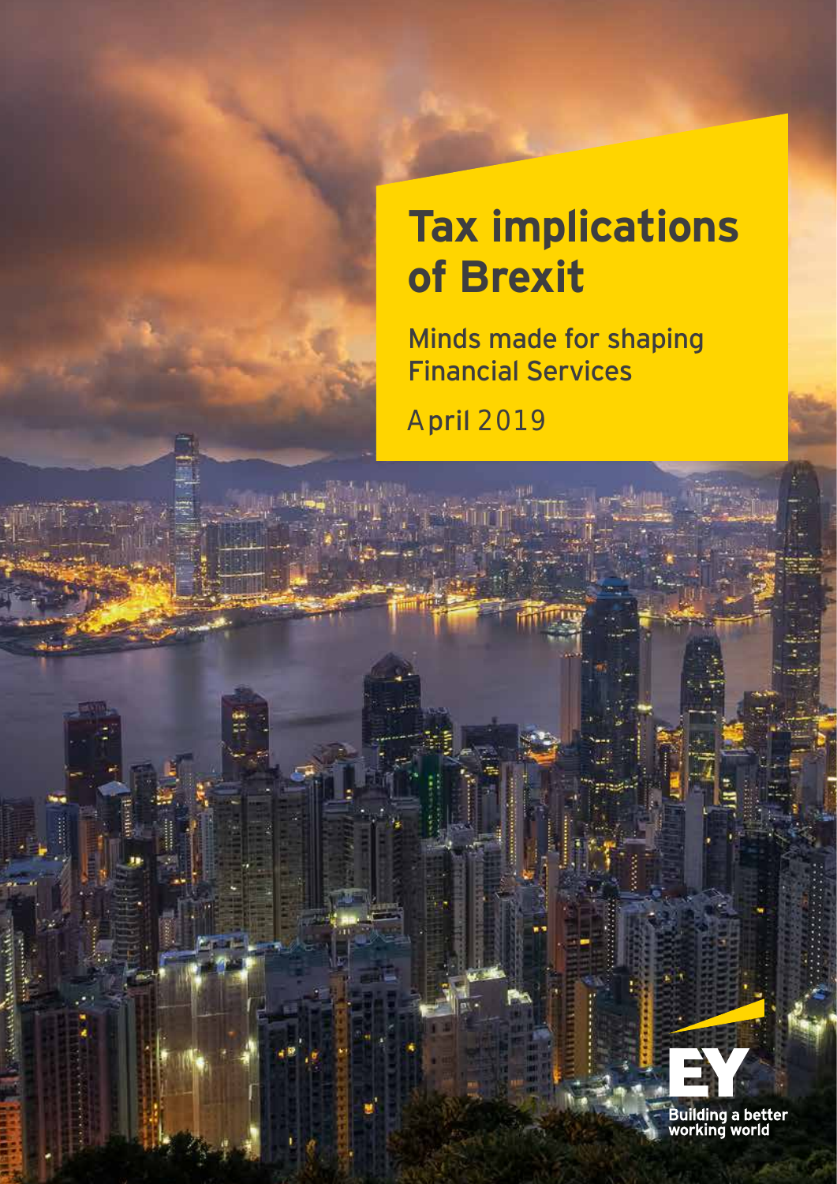# Tax implications of Brexit

Minds made for shaping Financial Services

April 2019

EY

Building a better working world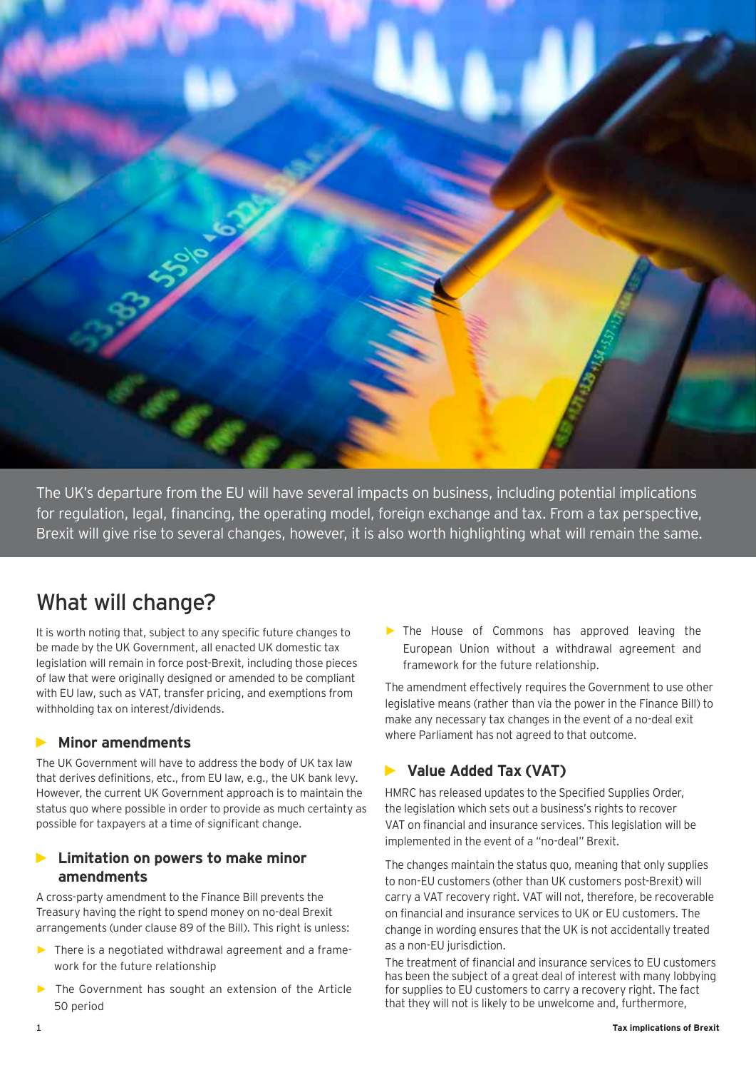The UK's departure from the EU will have several impacts on business, including potential implications for regulation, legal, financing, the operating model, foreign exchange and tax. From a tax perspective, Brexit will give rise to several changes, however, it is also worth highlighting what will remain the same.

## What will change?

It is worth noting that, subject to any specific future changes to be made by the UK Government, all enacted UK domestic tax legislation will remain in force post-Brexit, including those pieces of law that were originally designed or amended to be compliant with EU law, such as VAT, transfer pricing, and exemptions from withholding tax on interest/dividends.

### Minor amendments

The UK Government will have to address the body of UK tax law that derives definitions, etc., from EU law, e.g., the UK bank levy. However, the current UK Government approach is to maintain the status quo where possible in order to provide as much certainty as possible for taxpayers at a time of significant change.

### Limitation on powers to make minor amendments

A cross-party amendment to the Finance Bill prevents the Treasury having the right to spend money on no-deal Brexit arrangements (under clause 89 of the Bill). This right is unless:

- There is a negotiated withdrawal agreement and a framework for the future relationship
- The Government has sought an extension of the Article 50 period
- The House of Commons has approved leaving the European Union without a withdrawal agreement and framework for the future relationship.

The amendment effectively requires the Government to use other legislative means (rather than via the power in the Finance Bill) to make any necessary tax changes in the event of a no-deal exit where Parliament has not agreed to that outcome.

### Value Added Tax (VAT)

HMRC has released updates to the Specified Supplies Order, the legislation which sets out a business's rights to recover VAT on financial and insurance services. This legislation will be implemented in the event of a "no-deal" Brexit.

The changes maintain the status quo, meaning that only supplies to non-EU customers (other than UK customers post-Brexit) will carry a VAT recovery right. VAT will not, therefore, be recoverable on financial and insurance services to UK or EU customers. The change in wording ensures that the UK is not accidentally treated as a non-EU jurisdiction.

The treatment of financial and insurance services to EU customers has been the subject of a great deal of interest with many lobbying for supplies to EU customers to carry a recovery right. The fact that they will not is likely to be unwelcome and, furthermore,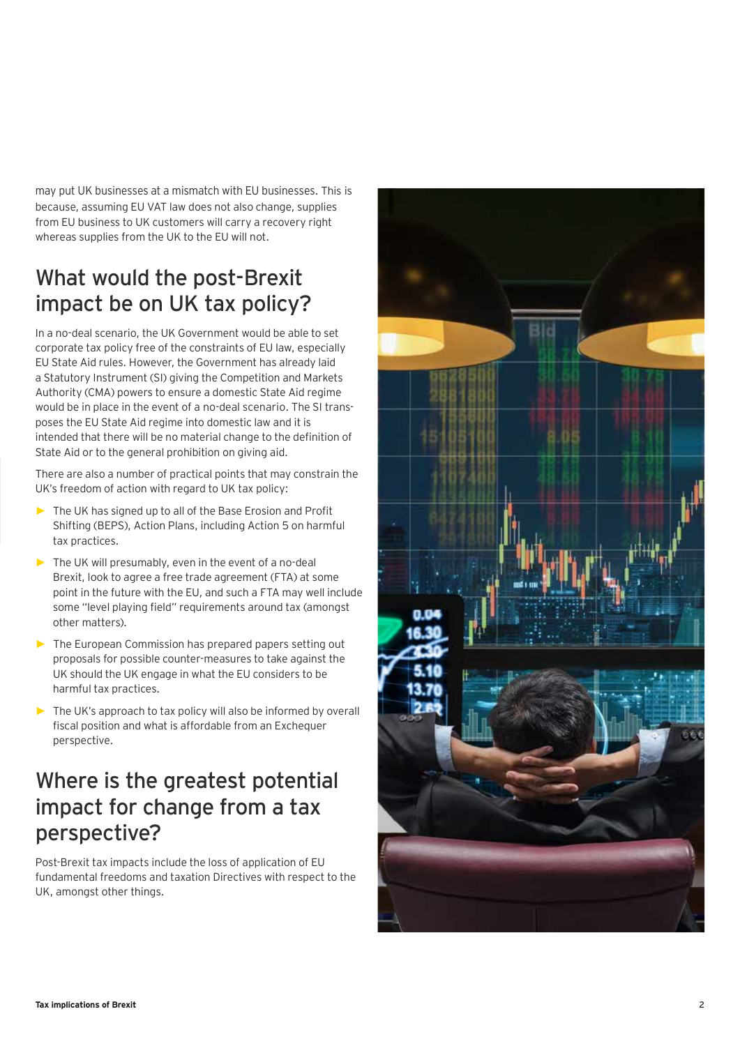may put UK businesses at a mismatch with EU businesses. This is because, assuming EU VAT law does not also change, supplies from EU business to UK customers will carry a recovery right whereas supplies from the UK to the EU will not.

## What would the post-Brexit impact be on UK tax policy?

In a no-deal scenario, the UK Government would be able to set corporate tax policy free of the constraints of EU law, especially EU State Aid rules. However, the Government has already laid a Statutory Instrument (SI) giving the Competition and Markets Authority (CMA) powers to ensure a domestic State Aid regime would be in place in the event of a no-deal scenario. The SI transposes the EU State Aid regime into domestic law and it is intended that there will be no material change to the definition of State Aid or to the general prohibition on giving aid.

There are also a number of practical points that may constrain the UK's freedom of action with regard to UK tax policy:

- The UK has signed up to all of the Base Erosion and Profit Shifting (BEPS), Action Plans, including Action 5 on harmful tax practices.
- The UK will presumably, even in the event of a no-deal Brexit, look to agree a free trade agreement (FTA) at some point in the future with the EU, and such a FTA may well include some "level playing field" requirements around tax (amongst other matters).
- The European Commission has prepared papers setting out proposals for possible counter-measures to take against the UK should the UK engage in what the EU considers to be harmful tax practices.
- The UK's approach to tax policy will also be informed by overall fiscal position and what is affordable from an Exchequer perspective.

## Where is the greatest potential impact for change from a tax perspective?

Post-Brexit tax impacts include the loss of application of EU fundamental freedoms and taxation Directives with respect to the UK, amongst other things.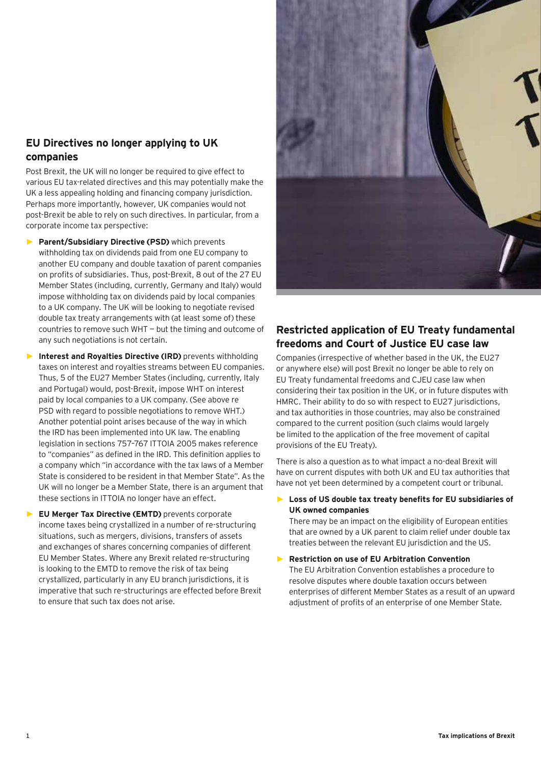## EU Directives no longer applying to UK companies

Post Brexit, the UK will no longer be required to give effect to various EU tax-related directives and this may potentially make the UK a less appealing holding and financing company jurisdiction. Perhaps more importantly, however, UK companies would not post-Brexit be able to rely on such directives. In particular, from a corporate income tax perspective:

- **Parent/Subsidiary Directive (PSD)** which prevents withholding tax on dividends paid from one EU company to another EU company and double taxation of parent companies on profits of subsidiaries. Thus, post-Brexit, 8 out of the 27 EU Member States (including, currently, Germany and Italy) would impose withholding tax on dividends paid by local companies to a UK company. The UK will be looking to negotiate revised double tax treaty arrangements with (at least some of) these countries to remove such WHT — but the timing and outcome of any such negotiations is not certain.
- **Interest and Royalties Directive (IRD)** prevents withholding taxes on interest and royalties streams between EU companies. Thus, 5 of the EU27 Member States (including, currently, Italy and Portugal) would, post-Brexit, impose WHT on interest paid by local companies to a UK company. (See above re PSD with regard to possible negotiations to remove WHT.) Another potential point arises because of the way in which the IRD has been implemented into UK law. The enabling legislation in sections 757–767 ITTOIA 2005 makes reference to "companies" as defined in the IRD. This definition applies to a company which "in accordance with the tax laws of a Member State is considered to be resident in that Member State". As the UK will no longer be a Member State, there is an argument that these sections in ITTOIA no longer have an effect.
- **EU Merger Tax Directive (EMTD)** prevents corporate income taxes being crystallized in a number of re-structuring situations, such as mergers, divisions, transfers of assets and exchanges of shares concerning companies of different EU Member States. Where any Brexit related re-structuring is looking to the EMTD to remove the risk of tax being crystallized, particularly in any EU branch jurisdictions, it is imperative that such re-structurings are effected before Brexit to ensure that such tax does not arise.

## Restricted application of EU Treaty fundamental freedoms and Court of Justice EU case law

Companies (irrespective of whether based in the UK, the EU27 or anywhere else) will post Brexit no longer be able to rely on EU Treaty fundamental freedoms and CJEU case law when considering their tax position in the UK, or in future disputes with HMRC. Their ability to do so with respect to EU27 jurisdictions, and tax authorities in those countries, may also be constrained compared to the current position (such claims would largely be limited to the application of the free movement of capital provisions of the EU Treaty).

There is also a question as to what impact a no-deal Brexit will have on current disputes with both UK and EU tax authorities that have not yet been determined by a competent court or tribunal.

- **Loss of US double tax treaty benefits for EU subsidiaries of UK owned companies**
  There may be an impact on the eligibility of European entities that are owned by a UK parent to claim relief under double tax treaties between the relevant EU jurisdiction and the US.
- **Restriction on use of EU Arbitration Convention**
  The EU Arbitration Convention establishes a procedure to resolve disputes where double taxation occurs between enterprises of different Member States as a result of an upward adjustment of profits of an enterprise of one Member State.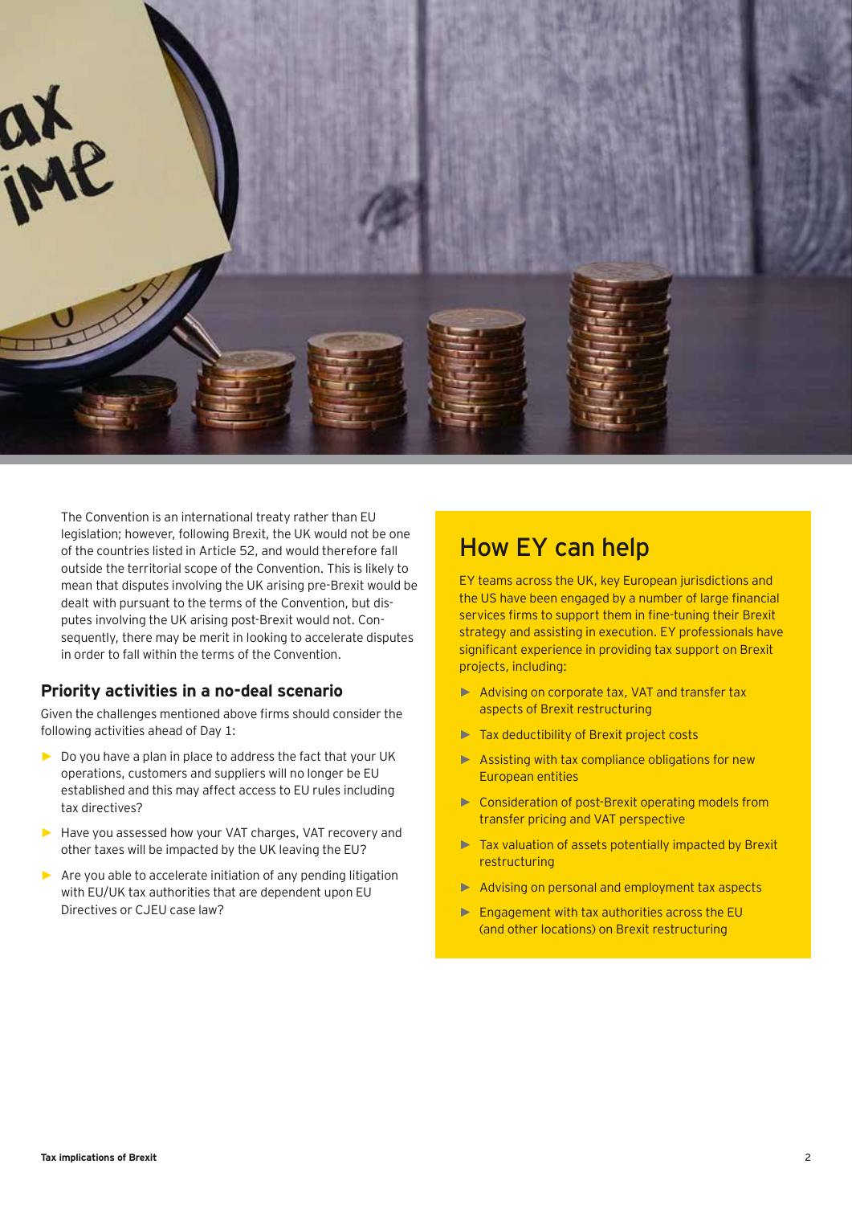The Convention is an international treaty rather than EU legislation; however, following Brexit, the UK would not be one of the countries listed in Article 52, and would therefore fall outside the territorial scope of the Convention. This is likely to mean that disputes involving the UK arising pre-Brexit would be dealt with pursuant to the terms of the Convention, but disputes involving the UK arising post-Brexit would not. Consequently, there may be merit in looking to accelerate disputes in order to fall within the terms of the Convention.

### Priority activities in a no-deal scenario

Given the challenges mentioned above firms should consider the following activities ahead of Day 1:

- Do you have a plan in place to address the fact that your UK operations, customers and suppliers will no longer be EU established and this may affect access to EU rules including tax directives?
- Have you assessed how your VAT charges, VAT recovery and other taxes will be impacted by the UK leaving the EU?
- Are you able to accelerate initiation of any pending litigation with EU/UK tax authorities that are dependent upon EU Directives or CJEU case law?

## How EY can help

EY teams across the UK, key European jurisdictions and the US have been engaged by a number of large financial services firms to support them in fine-tuning their Brexit strategy and assisting in execution. EY professionals have significant experience in providing tax support on Brexit projects, including:

- Advising on corporate tax, VAT and transfer tax aspects of Brexit restructuring
- Tax deductibility of Brexit project costs
- Assisting with tax compliance obligations for new European entities
- Consideration of post-Brexit operating models from transfer pricing and VAT perspective
- Tax valuation of assets potentially impacted by Brexit restructuring
- Advising on personal and employment tax aspects
- Engagement with tax authorities across the EU (and other locations) on Brexit restructuring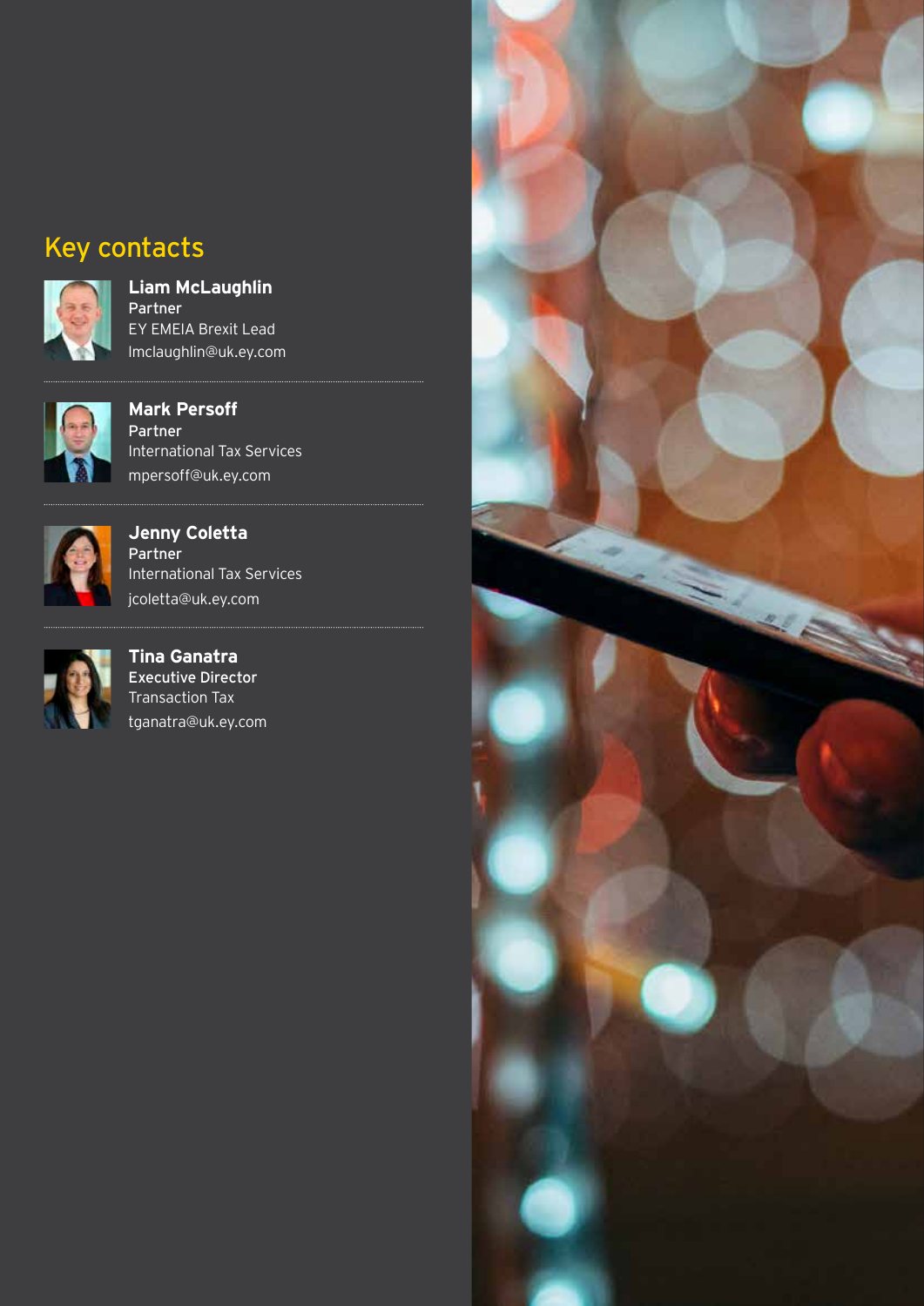## Key contacts

**Liam McLaughlin**
Partner
EY EMEIA Brexit Lead
lmclaughlin@uk.ey.com

---

**Mark Persoff**
Partner
International Tax Services
mpersoff@uk.ey.com

---

**Jenny Coletta**
Partner
International Tax Services
jcoletta@uk.ey.com

---

**Tina Ganatra**
Executive Director
Transaction Tax
tganatra@uk.ey.com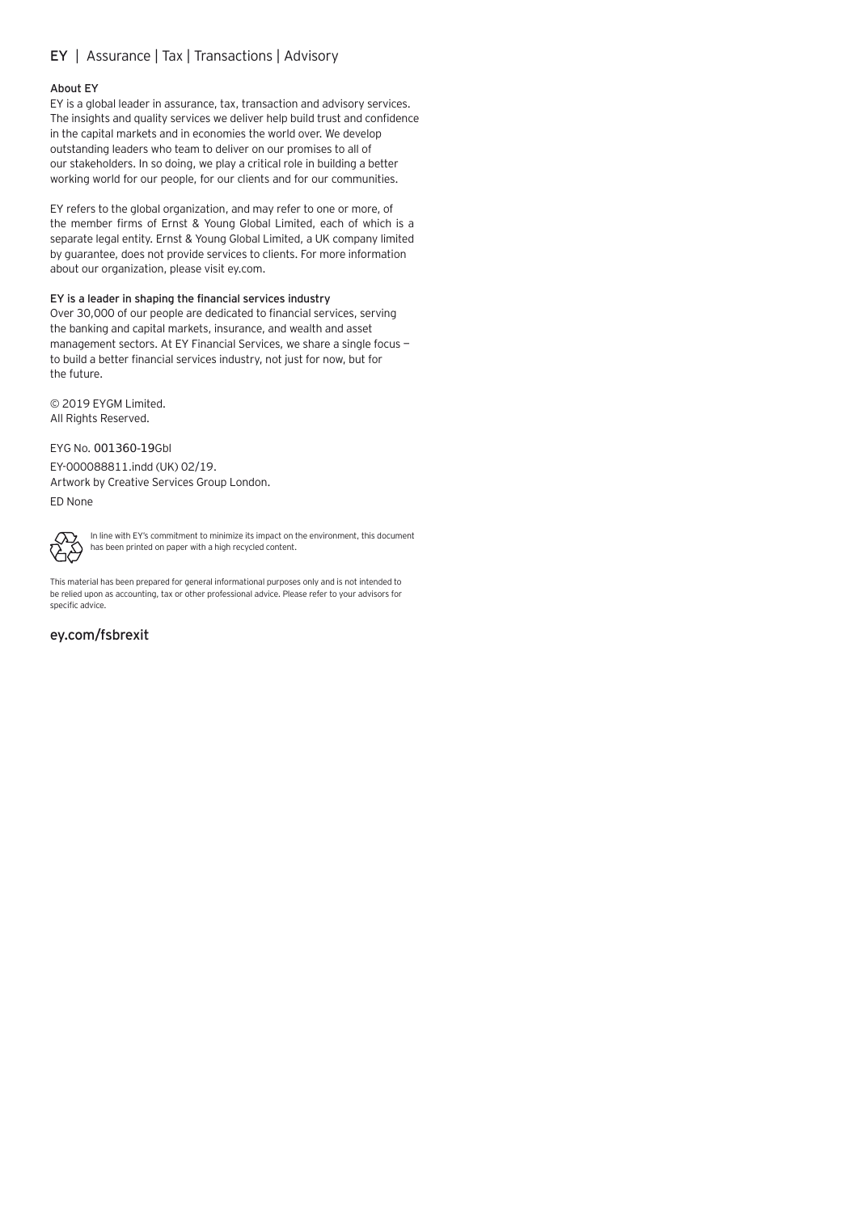**EY** | Assurance | Tax | Transactions | Advisory

**About EY**

EY is a global leader in assurance, tax, transaction and advisory services. The insights and quality services we deliver help build trust and confidence in the capital markets and in economies the world over. We develop outstanding leaders who team to deliver on our promises to all of our stakeholders. In so doing, we play a critical role in building a better working world for our people, for our clients and for our communities.

EY refers to the global organization, and may refer to one or more, of the member firms of Ernst & Young Global Limited, each of which is a separate legal entity. Ernst & Young Global Limited, a UK company limited by guarantee, does not provide services to clients. For more information about our organization, please visit ey.com.

**EY is a leader in shaping the financial services industry**

Over 30,000 of our people are dedicated to financial services, serving the banking and capital markets, insurance, and wealth and asset management sectors. At EY Financial Services, we share a single focus — to build a better financial services industry, not just for now, but for the future.

© 2019 EYGM Limited.
All Rights Reserved.

EYG No. 001360-19Gbl

EY-000088811.indd (UK) 02/19.
Artwork by Creative Services Group London.

ED None

In line with EY's commitment to minimize its impact on the environment, this document has been printed on paper with a high recycled content.

This material has been prepared for general informational purposes only and is not intended to be relied upon as accounting, tax or other professional advice. Please refer to your advisors for specific advice.

ey.com/fsbrexit